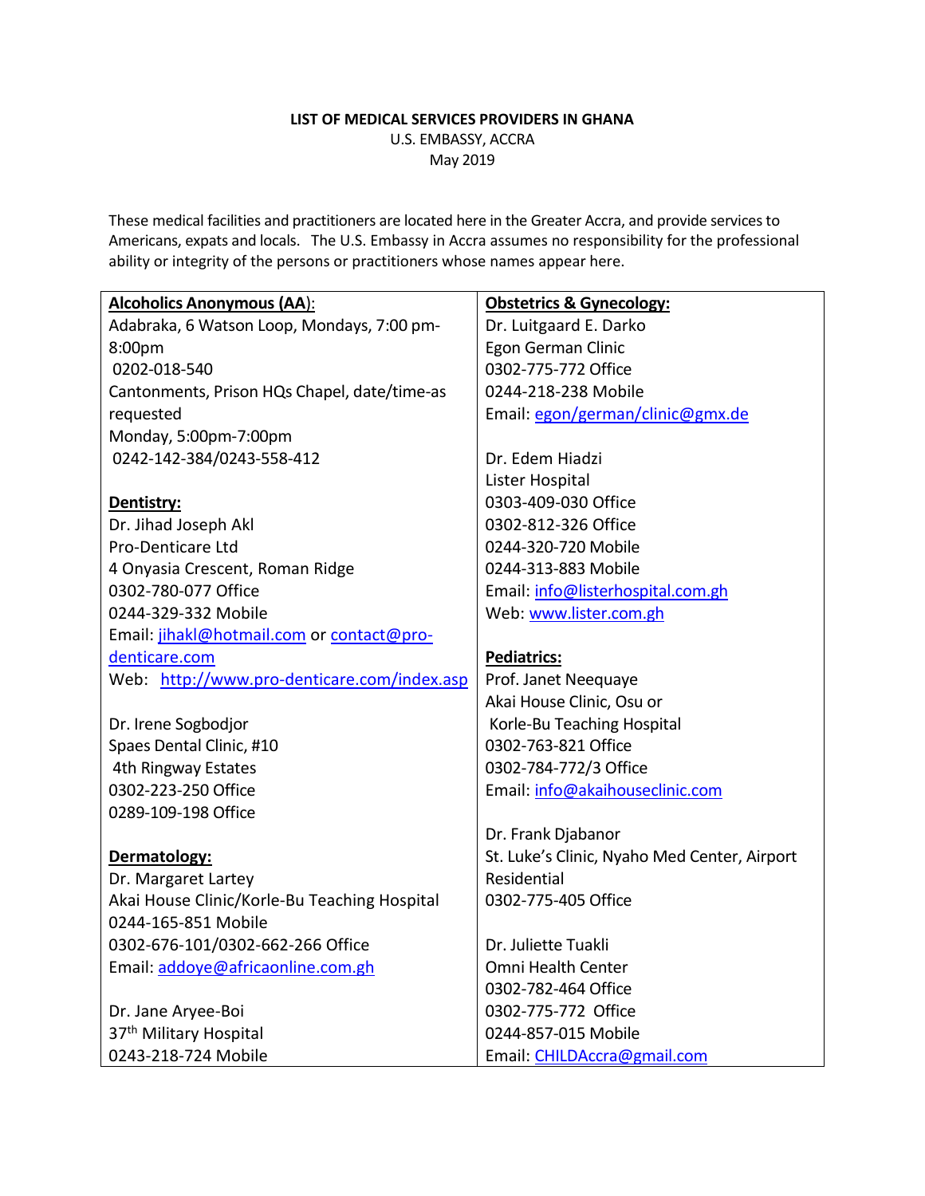**LIST OF MEDICAL SERVICES PROVIDERS IN GHANA**

U.S. EMBASSY, ACCRA

May 2019

These medical facilities and practitioners are located here in the Greater Accra, and provide services to Americans, expats and locals. The U.S. Embassy in Accra assumes no responsibility for the professional ability or integrity of the persons or practitioners whose names appear here.

**Alcoholics Anonymous (AA):**

Adabraka, 6 Watson Loop, Mondays, 7:00 pm-8:00pm
0202-018-540
Cantonments, Prison HQs Chapel, date/time-as requested
Monday, 5:00pm-7:00pm
0242-142-384/0243-558-412

**Dentistry:**

Dr. Jihad Joseph Akl
Pro-Denticare Ltd
4 Onyasia Crescent, Roman Ridge
0302-780-077 Office
0244-329-332 Mobile
Email: jihakl@hotmail.com or contact@pro-denticare.com
Web: http://www.pro-denticare.com/index.asp

Dr. Irene Sogbodjor
Spaes Dental Clinic, #10
4th Ringway Estates
0302-223-250 Office
0289-109-198 Office

**Dermatology:**

Dr. Margaret Lartey
Akai House Clinic/Korle-Bu Teaching Hospital
0244-165-851 Mobile
0302-676-101/0302-662-266 Office
Email: addoye@africaonline.com.gh

Dr. Jane Aryee-Boi
37th Military Hospital
0243-218-724 Mobile

**Obstetrics & Gynecology:**

Dr. Luitgaard E. Darko
Egon German Clinic
0302-775-772 Office
0244-218-238 Mobile
Email: egon/german/clinic@gmx.de

Dr. Edem Hiadzi
Lister Hospital
0303-409-030 Office
0302-812-326 Office
0244-320-720 Mobile
0244-313-883 Mobile
Email: info@listerhospital.com.gh
Web: www.lister.com.gh

**Pediatrics:**

Prof. Janet Neequaye
Akai House Clinic, Osu or
Korle-Bu Teaching Hospital
0302-763-821 Office
0302-784-772/3 Office
Email: info@akaihouseclinic.com

Dr. Frank Djabanor
St. Luke's Clinic, Nyaho Med Center, Airport Residential
0302-775-405 Office

Dr. Juliette Tuakli
Omni Health Center
0302-782-464 Office
0302-775-772 Office
0244-857-015 Mobile
Email: CHILDAccra@gmail.com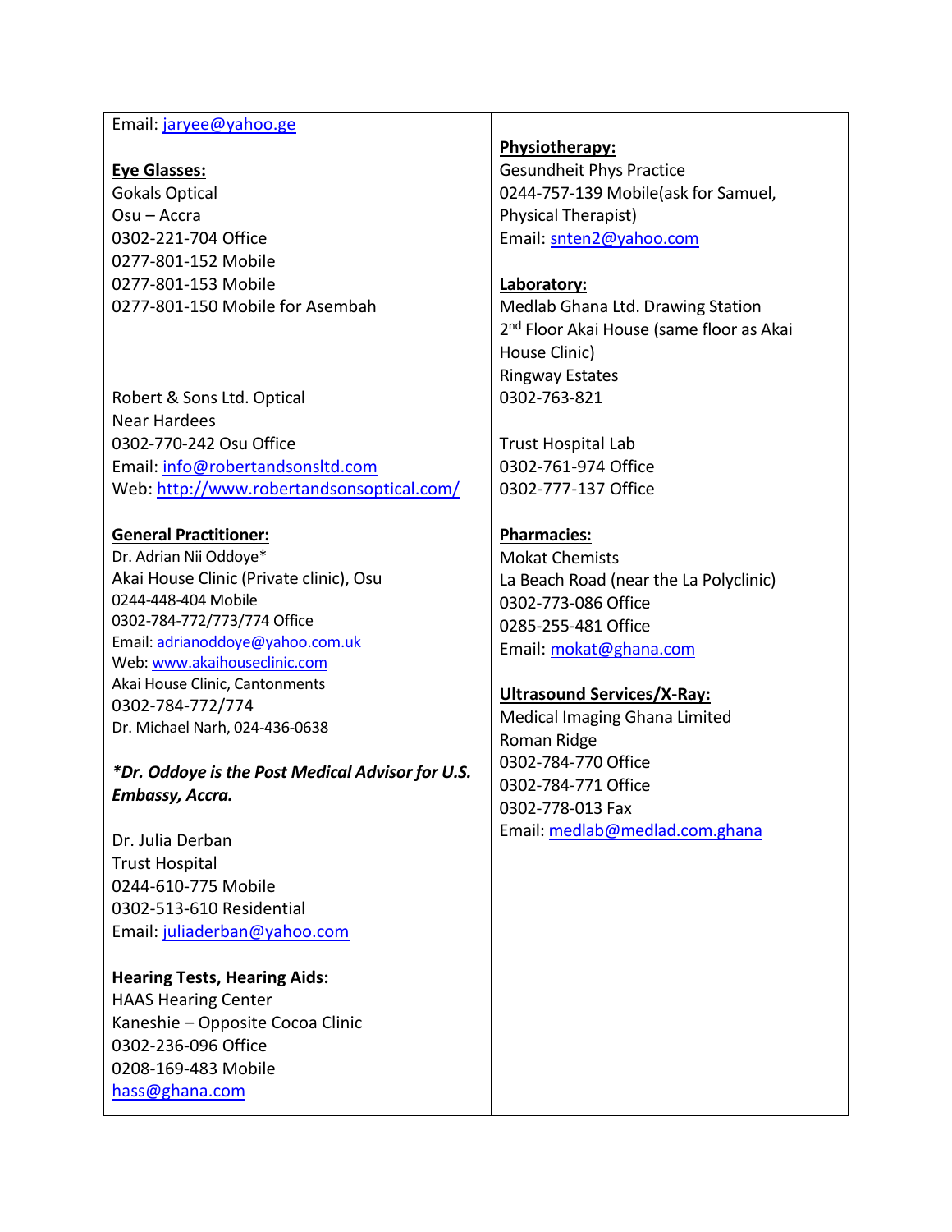Email: jaryee@yahoo.ge

**Eye Glasses:**

Gokals Optical
Osu – Accra
0302-221-704 Office
0277-801-152 Mobile
0277-801-153 Mobile
0277-801-150 Mobile for Asembah

Robert & Sons Ltd. Optical
Near Hardees
0302-770-242 Osu Office
Email: info@robertandsonsltd.com
Web: http://www.robertandsonsoptical.com/

**General Practitioner:**

Dr. Adrian Nii Oddoye*
Akai House Clinic (Private clinic), Osu
0244-448-404 Mobile
0302-784-772/773/774 Office
Email: adrianoddoye@yahoo.com.uk
Web: www.akaihouseclinic.com
Akai House Clinic, Cantonments
0302-784-772/774
Dr. Michael Narh, 024-436-0638

***Dr. Oddoye is the Post Medical Advisor for U.S. Embassy, Accra.***

Dr. Julia Derban
Trust Hospital
0244-610-775 Mobile
0302-513-610 Residential
Email: juliaderban@yahoo.com

**Hearing Tests, Hearing Aids:**

HAAS Hearing Center
Kaneshie – Opposite Cocoa Clinic
0302-236-096 Office
0208-169-483 Mobile
hass@ghana.com

**Physiotherapy:**

Gesundheit Phys Practice
0244-757-139 Mobile(ask for Samuel, Physical Therapist)
Email: snten2@yahoo.com

**Laboratory:**

Medlab Ghana Ltd. Drawing Station
2nd Floor Akai House (same floor as Akai House Clinic)
Ringway Estates
0302-763-821

Trust Hospital Lab
0302-761-974 Office
0302-777-137 Office

**Pharmacies:**

Mokat Chemists
La Beach Road (near the La Polyclinic)
0302-773-086 Office
0285-255-481 Office
Email: mokat@ghana.com

**Ultrasound Services/X-Ray:**

Medical Imaging Ghana Limited
Roman Ridge
0302-784-770 Office
0302-784-771 Office
0302-778-013 Fax
Email: medlab@medlad.com.ghana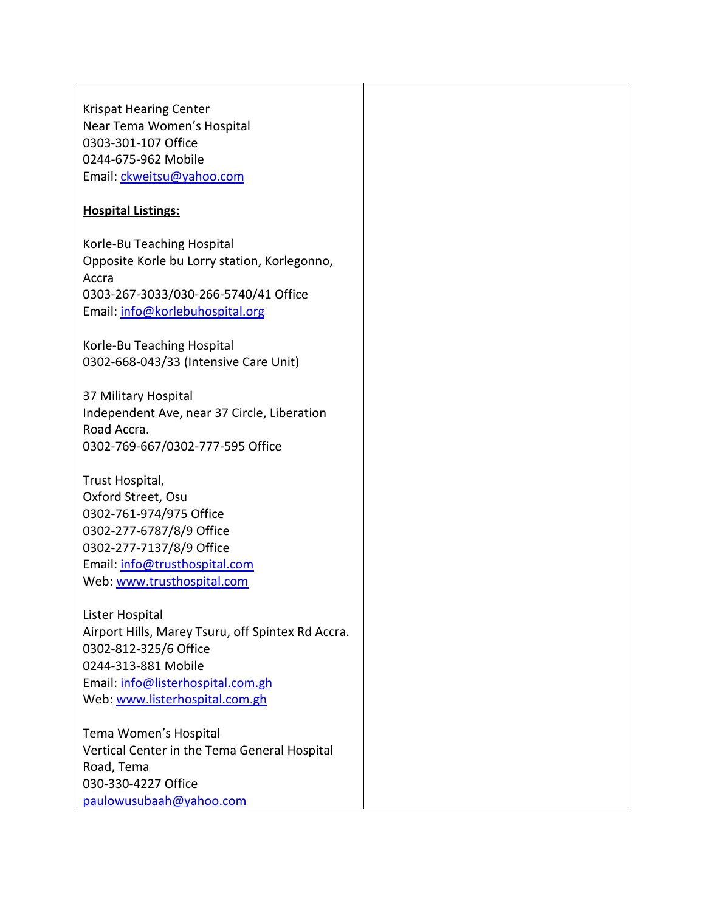Krispat Hearing Center
Near Tema Women's Hospital
0303-301-107 Office
0244-675-962 Mobile
Email: ckweitsu@yahoo.com

**Hospital Listings:**

Korle-Bu Teaching Hospital
Opposite Korle bu Lorry station, Korlegonno, Accra
0303-267-3033/030-266-5740/41 Office
Email: info@korlebuhospital.org

Korle-Bu Teaching Hospital
0302-668-043/33 (Intensive Care Unit)

37 Military Hospital
Independent Ave, near 37 Circle, Liberation Road Accra.
0302-769-667/0302-777-595 Office

Trust Hospital,
Oxford Street, Osu
0302-761-974/975 Office
0302-277-6787/8/9 Office
0302-277-7137/8/9 Office
Email: info@trusthospital.com
Web: www.trusthospital.com

Lister Hospital
Airport Hills, Marey Tsuru, off Spintex Rd Accra.
0302-812-325/6 Office
0244-313-881 Mobile
Email: info@listerhospital.com.gh
Web: www.listerhospital.com.gh

Tema Women's Hospital
Vertical Center in the Tema General Hospital Road, Tema
030-330-4227 Office
paulowusubaah@yahoo.com